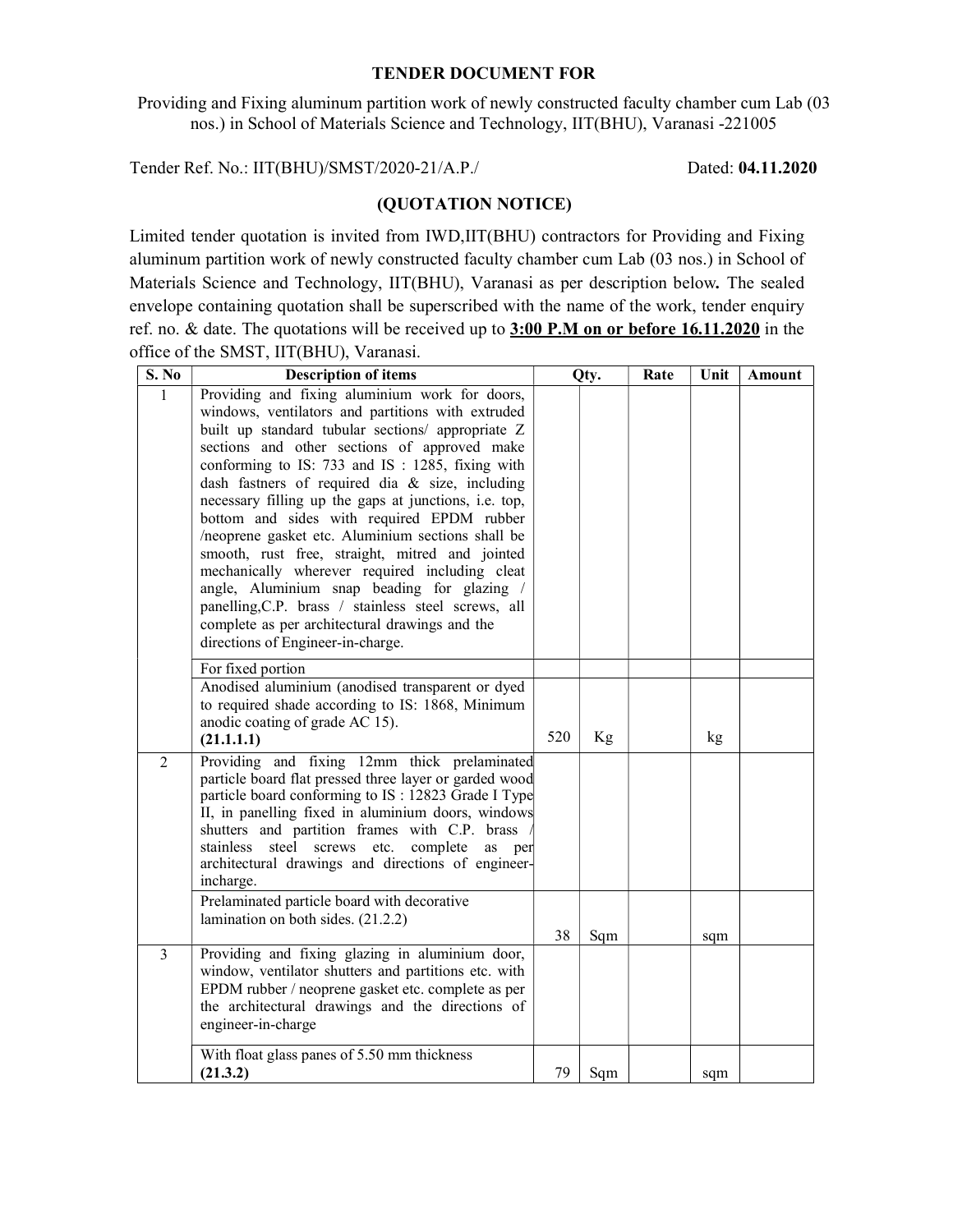# TENDER DOCUMENT FOR

Providing and Fixing aluminum partition work of newly constructed faculty chamber cum Lab (03 nos.) in School of Materials Science and Technology, IIT(BHU), Varanasi -221005

Tender Ref. No.: IIT(BHU)/SMST/2020-21/A.P./ Dated: **04.11.2020**

## (QUOTATION NOTICE)

Limited tender quotation is invited from IWD,IIT(BHU) contractors for Providing and Fixing aluminum partition work of newly constructed faculty chamber cum Lab (03 nos.) in School of Materials Science and Technology, IIT(BHU), Varanasi as per description below**.** The sealed envelope containing quotation shall be superscribed with the name of the work, tender enquiry ref. no. & date. The quotations will be received up to **3:00 P.M on or before 16.11.2020** in the office of the SMST, IIT(BHU), Varanasi.

| S. No | Description of items | Qty. | | Rate | Unit | Amount |
|---|---|---|---|---|---|---|
| 1 | Providing and fixing aluminium work for doors, windows, ventilators and partitions with extruded built up standard tubular sections/ appropriate Z sections and other sections of approved make conforming to IS: 733 and IS : 1285, fixing with dash fastners of required dia & size, including necessary filling up the gaps at junctions, i.e. top, bottom and sides with required EPDM rubber /neoprene gasket etc. Aluminium sections shall be smooth, rust free, straight, mitred and jointed mechanically wherever required including cleat angle, Aluminium snap beading for glazing / panelling,C.P. brass / stainless steel screws, all complete as per architectural drawings and the directions of Engineer-in-charge. | | | | | |
| | For fixed portion | | | | | |
| | Anodised aluminium (anodised transparent or dyed to required shade according to IS: 1868, Minimum anodic coating of grade AC 15). **(21.1.1.1)** | 520 | Kg | | kg | |
| 2 | Providing and fixing 12mm thick prelaminated particle board flat pressed three layer or garded wood particle board conforming to IS : 12823 Grade I Type II, in panelling fixed in aluminium doors, windows shutters and partition frames with C.P. brass / stainless steel screws etc. complete as per architectural drawings and directions of engineer-incharge. | | | | | |
| | Prelaminated particle board with decorative lamination on both sides. (21.2.2) | 38 | Sqm | | sqm | |
| 3 | Providing and fixing glazing in aluminium door, window, ventilator shutters and partitions etc. with EPDM rubber / neoprene gasket etc. complete as per the architectural drawings and the directions of engineer-in-charge | | | | | |
| | With float glass panes of 5.50 mm thickness **(21.3.2)** | 79 | Sqm | | sqm | |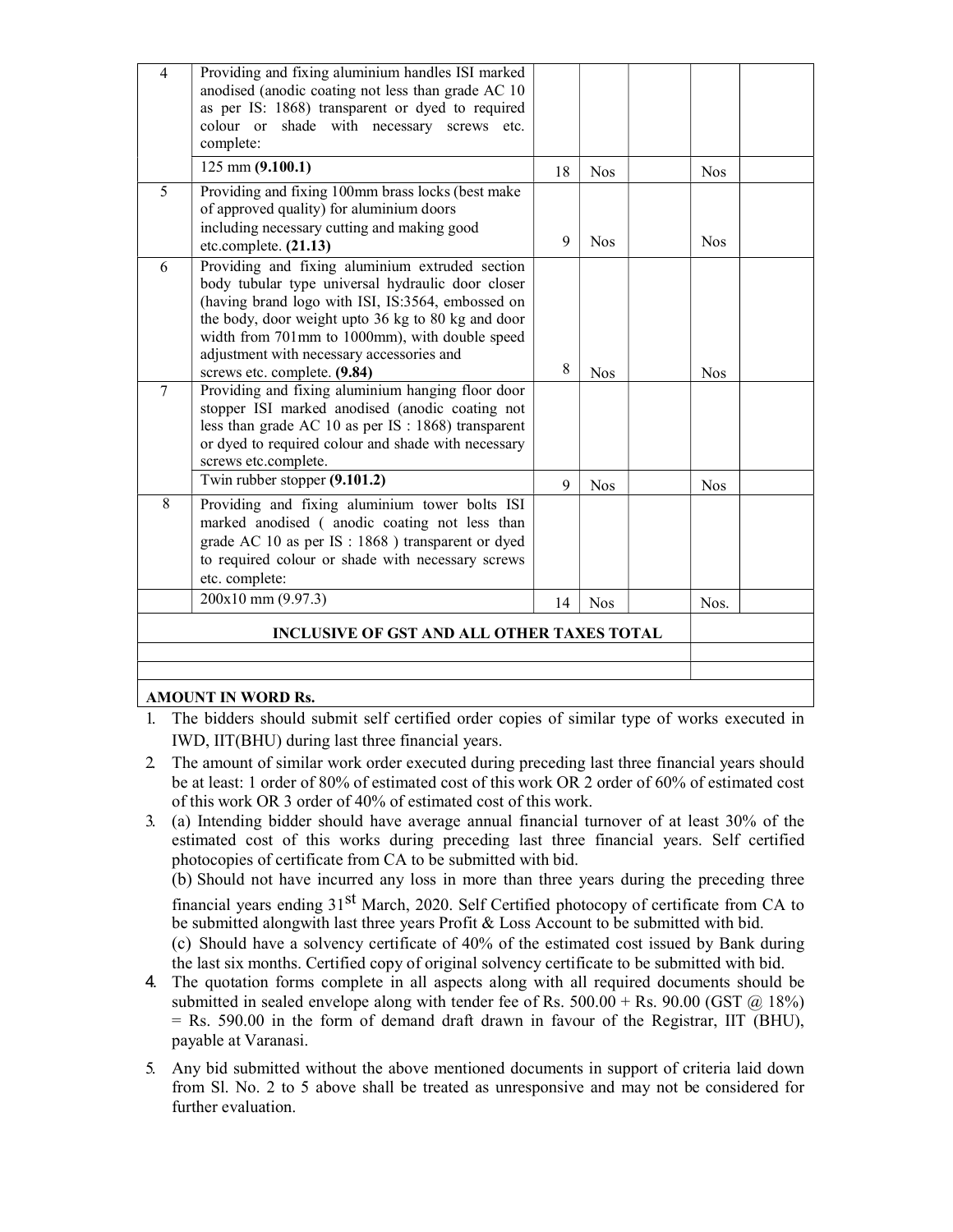| | | | | | | |
|---|---|---|---|---|---|---|
| 4 | Providing and fixing aluminium handles ISI marked anodised (anodic coating not less than grade AC 10 as per IS: 1868) transparent or dyed to required colour or shade with necessary screws etc. complete: | | | | | |
| | 125 mm **(9.100.1)** | 18 | Nos | | Nos | |
| 5 | Providing and fixing 100mm brass locks (best make of approved quality) for aluminium doors including necessary cutting and making good etc.complete. **(21.13)** | 9 | Nos | | Nos | |
| 6 | Providing and fixing aluminium extruded section body tubular type universal hydraulic door closer (having brand logo with ISI, IS:3564, embossed on the body, door weight upto 36 kg to 80 kg and door width from 701mm to 1000mm), with double speed adjustment with necessary accessories and screws etc. complete. **(9.84)** | 8 | Nos | | Nos | |
| 7 | Providing and fixing aluminium hanging floor door stopper ISI marked anodised (anodic coating not less than grade AC 10 as per IS : 1868) transparent or dyed to required colour and shade with necessary screws etc.complete. | | | | | |
| | Twin rubber stopper **(9.101.2)** | 9 | Nos | | Nos | |
| 8 | Providing and fixing aluminium tower bolts ISI marked anodised ( anodic coating not less than grade AC 10 as per IS : 1868 ) transparent or dyed to required colour or shade with necessary screws etc. complete: | | | | | |
| | 200x10 mm (9.97.3) | 14 | Nos | | Nos. | |
| **INCLUSIVE OF GST AND ALL OTHER TAXES TOTAL** | | | | | | |
| | | | | | | |
| | | | | | | |
| **AMOUNT IN WORD Rs.** | | | | | | |

1. The bidders should submit self certified order copies of similar type of works executed in IWD, IIT(BHU) during last three financial years.
2. The amount of similar work order executed during preceding last three financial years should be at least: 1 order of 80% of estimated cost of this work OR 2 order of 60% of estimated cost of this work OR 3 order of 40% of estimated cost of this work.
3. (a) Intending bidder should have average annual financial turnover of at least 30% of the estimated cost of this works during preceding last three financial years. Self certified photocopies of certificate from CA to be submitted with bid.

   (b) Should not have incurred any loss in more than three years during the preceding three financial years ending 31st March, 2020. Self Certified photocopy of certificate from CA to be submitted alongwith last three years Profit & Loss Account to be submitted with bid.

   (c) Should have a solvency certificate of 40% of the estimated cost issued by Bank during the last six months. Certified copy of original solvency certificate to be submitted with bid.
4. The quotation forms complete in all aspects along with all required documents should be submitted in sealed envelope along with tender fee of Rs. 500.00 + Rs. 90.00 (GST @ 18%) = Rs. 590.00 in the form of demand draft drawn in favour of the Registrar, IIT (BHU), payable at Varanasi.
5. Any bid submitted without the above mentioned documents in support of criteria laid down from Sl. No. 2 to 5 above shall be treated as unresponsive and may not be considered for further evaluation.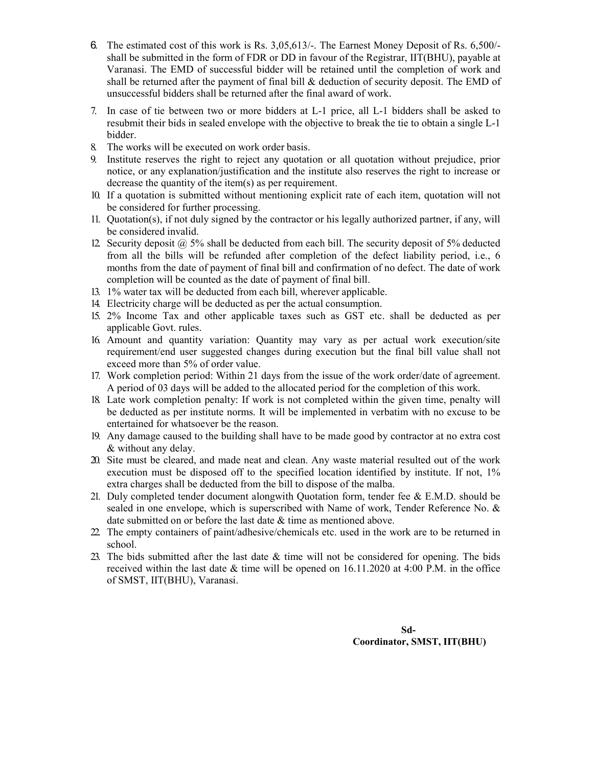6. The estimated cost of this work is Rs. 3,05,613/-. The Earnest Money Deposit of Rs. 6,500/- shall be submitted in the form of FDR or DD in favour of the Registrar, IIT(BHU), payable at Varanasi. The EMD of successful bidder will be retained until the completion of work and shall be returned after the payment of final bill & deduction of security deposit. The EMD of unsuccessful bidders shall be returned after the final award of work.
7. In case of tie between two or more bidders at L-1 price, all L-1 bidders shall be asked to resubmit their bids in sealed envelope with the objective to break the tie to obtain a single L-1 bidder.
8. The works will be executed on work order basis.
9. Institute reserves the right to reject any quotation or all quotation without prejudice, prior notice, or any explanation/justification and the institute also reserves the right to increase or decrease the quantity of the item(s) as per requirement.
10. If a quotation is submitted without mentioning explicit rate of each item, quotation will not be considered for further processing.
11. Quotation(s), if not duly signed by the contractor or his legally authorized partner, if any, will be considered invalid.
12. Security deposit @ 5% shall be deducted from each bill. The security deposit of 5% deducted from all the bills will be refunded after completion of the defect liability period, i.e., 6 months from the date of payment of final bill and confirmation of no defect. The date of work completion will be counted as the date of payment of final bill.
13. 1% water tax will be deducted from each bill, wherever applicable.
14. Electricity charge will be deducted as per the actual consumption.
15. 2% Income Tax and other applicable taxes such as GST etc. shall be deducted as per applicable Govt. rules.
16. Amount and quantity variation: Quantity may vary as per actual work execution/site requirement/end user suggested changes during execution but the final bill value shall not exceed more than 5% of order value.
17. Work completion period: Within 21 days from the issue of the work order/date of agreement. A period of 03 days will be added to the allocated period for the completion of this work.
18. Late work completion penalty: If work is not completed within the given time, penalty will be deducted as per institute norms. It will be implemented in verbatim with no excuse to be entertained for whatsoever be the reason.
19. Any damage caused to the building shall have to be made good by contractor at no extra cost & without any delay.
20. Site must be cleared, and made neat and clean. Any waste material resulted out of the work execution must be disposed off to the specified location identified by institute. If not, 1% extra charges shall be deducted from the bill to dispose of the malba.
21. Duly completed tender document alongwith Quotation form, tender fee & E.M.D. should be sealed in one envelope, which is superscribed with Name of work, Tender Reference No. & date submitted on or before the last date & time as mentioned above.
22. The empty containers of paint/adhesive/chemicals etc. used in the work are to be returned in school.
23. The bids submitted after the last date & time will not be considered for opening. The bids received within the last date & time will be opened on 16.11.2020 at 4:00 P.M. in the office of SMST, IIT(BHU), Varanasi.

**Sd-**
**Coordinator, SMST, IIT(BHU)**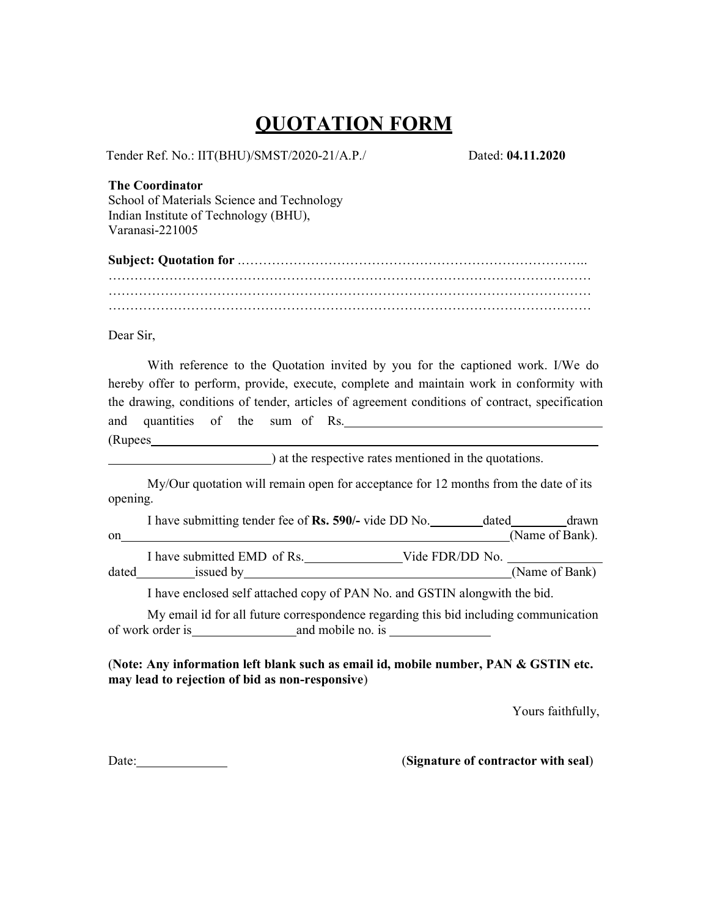# QUOTATION FORM

Tender Ref. No.: IIT(BHU)/SMST/2020-21/A.P./ Dated: **04.11.2020**

**The Coordinator**
School of Materials Science and Technology
Indian Institute of Technology (BHU),
Varanasi-221005

**Subject: Quotation for** …………………………………………………………………………..
…………………………………………………………………………………………………
…………………………………………………………………………………………………
…………………………………………………………………………………………………

Dear Sir,

With reference to the Quotation invited by you for the captioned work. I/We do hereby offer to perform, provide, execute, complete and maintain work in conformity with the drawing, conditions of tender, articles of agreement conditions of contract, specification and quantities of the sum of Rs.________________________________ (Rupees__________________________________________________________ ____________________) at the respective rates mentioned in the quotations.

My/Our quotation will remain open for acceptance for 12 months from the date of its opening.

I have submitting tender fee of **Rs. 590/-** vide DD No.________dated________drawn on________________________________________________(Name of Bank).

I have submitted EMD of Rs.______________Vide FDR/DD No. ______________ dated________issued by__________________________________(Name of Bank)

I have enclosed self attached copy of PAN No. and GSTIN alongwith the bid.

My email id for all future correspondence regarding this bid including communication of work order is_______________and mobile no. is _______________

(**Note: Any information left blank such as email id, mobile number, PAN & GSTIN etc. may lead to rejection of bid as non-responsive**)

Yours faithfully,

Date:_____________ (**Signature of contractor with seal**)